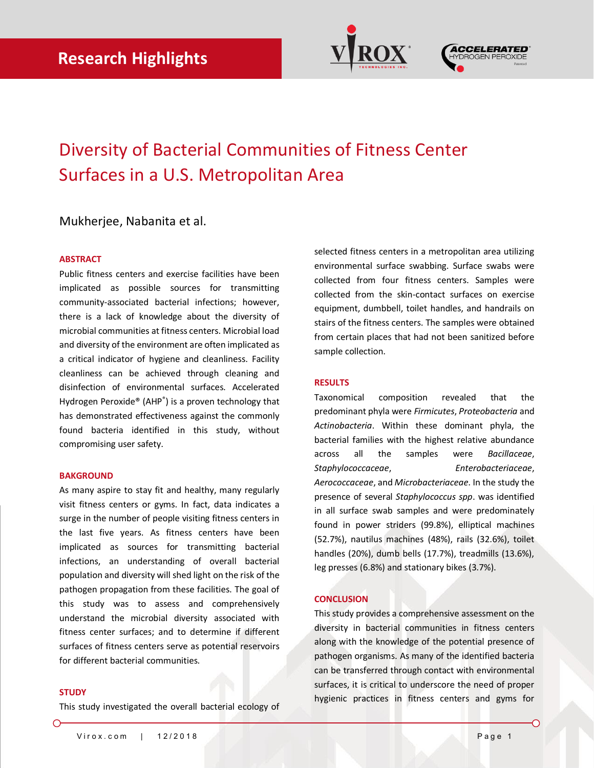# Research Highlights

## Diversity of Bacterial Communities of Fitness Center Surfaces in a U.S. Metropolitan Area

Mukherjee, Nabanita et al.

### ABSTRACT

Public fitness centers and exercise facilities have been implicated as possible sources for transmitting community-associated bacterial infections; however, there is a lack of knowledge about the diversity of microbial communities at fitness centers. Microbial load and diversity of the environment are often implicated as a critical indicator of hygiene and cleanliness. Facility cleanliness can be achieved through cleaning and disinfection of environmental surfaces. Accelerated Hydrogen Peroxide® (AHP®) is a proven technology that has demonstrated effectiveness against the commonly found bacteria identified in this study, without compromising user safety.

### BAKGROUND

As many aspire to stay fit and healthy, many regularly visit fitness centers or gyms. In fact, data indicates a surge in the number of people visiting fitness centers in the last five years. As fitness centers have been implicated as sources for transmitting bacterial infections, an understanding of overall bacterial population and diversity will shed light on the risk of the pathogen propagation from these facilities. The goal of this study was to assess and comprehensively understand the microbial diversity associated with fitness center surfaces; and to determine if different surfaces of fitness centers serve as potential reservoirs for different bacterial communities.

### STUDY

This study investigated the overall bacterial ecology of selected fitness centers in a metropolitan area utilizing environmental surface swabbing. Surface swabs were collected from four fitness centers. Samples were collected from the skin-contact surfaces on exercise equipment, dumbbell, toilet handles, and handrails on stairs of the fitness centers. The samples were obtained from certain places that had not been sanitized before sample collection.

### RESULTS

Taxonomical composition revealed that the predominant phyla were *Firmicutes*, *Proteobacteria* and *Actinobacteria*. Within these dominant phyla, the bacterial families with the highest relative abundance across all the samples were *Bacillaceae*, *Staphylococcaceae*, *Enterobacteriaceae*, *Aerococcaceae*, and *Microbacteriaceae*. In the study the presence of several *Staphylococcus spp*. was identified in all surface swab samples and were predominately found in power striders (99.8%), elliptical machines (52.7%), nautilus machines (48%), rails (32.6%), toilet handles (20%), dumb bells (17.7%), treadmills (13.6%), leg presses (6.8%) and stationary bikes (3.7%).

### CONCLUSION

This study provides a comprehensive assessment on the diversity in bacterial communities in fitness centers along with the knowledge of the potential presence of pathogen organisms. As many of the identified bacteria can be transferred through contact with environmental surfaces, it is critical to underscore the need of proper hygienic practices in fitness centers and gyms for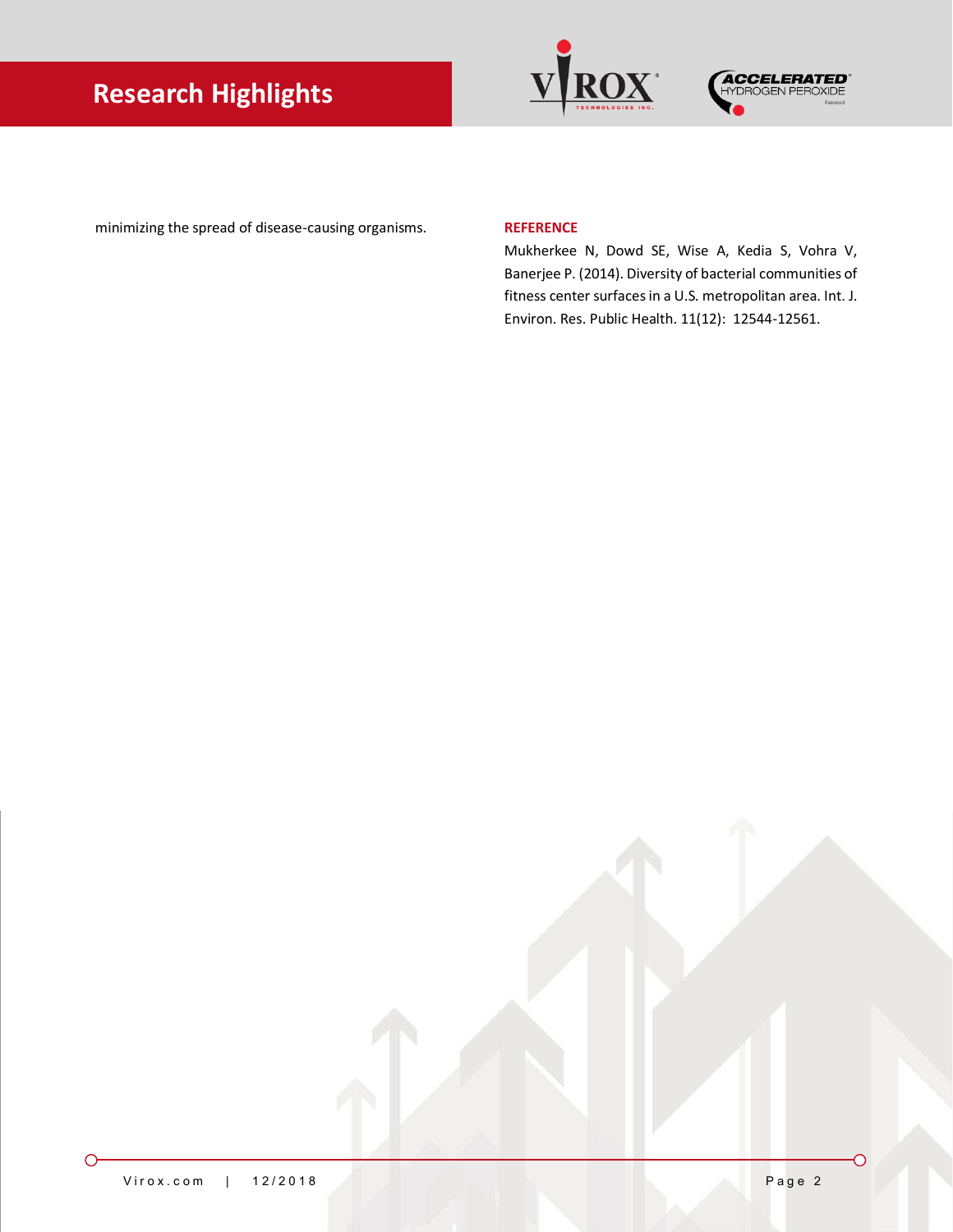minimizing the spread of disease-causing organisms.

**REFERENCE**

Mukherkee N, Dowd SE, Wise A, Kedia S, Vohra V, Banerjee P. (2014). Diversity of bacterial communities of fitness center surfaces in a U.S. metropolitan area. Int. J. Environ. Res. Public Health. 11(12): 12544-12561.